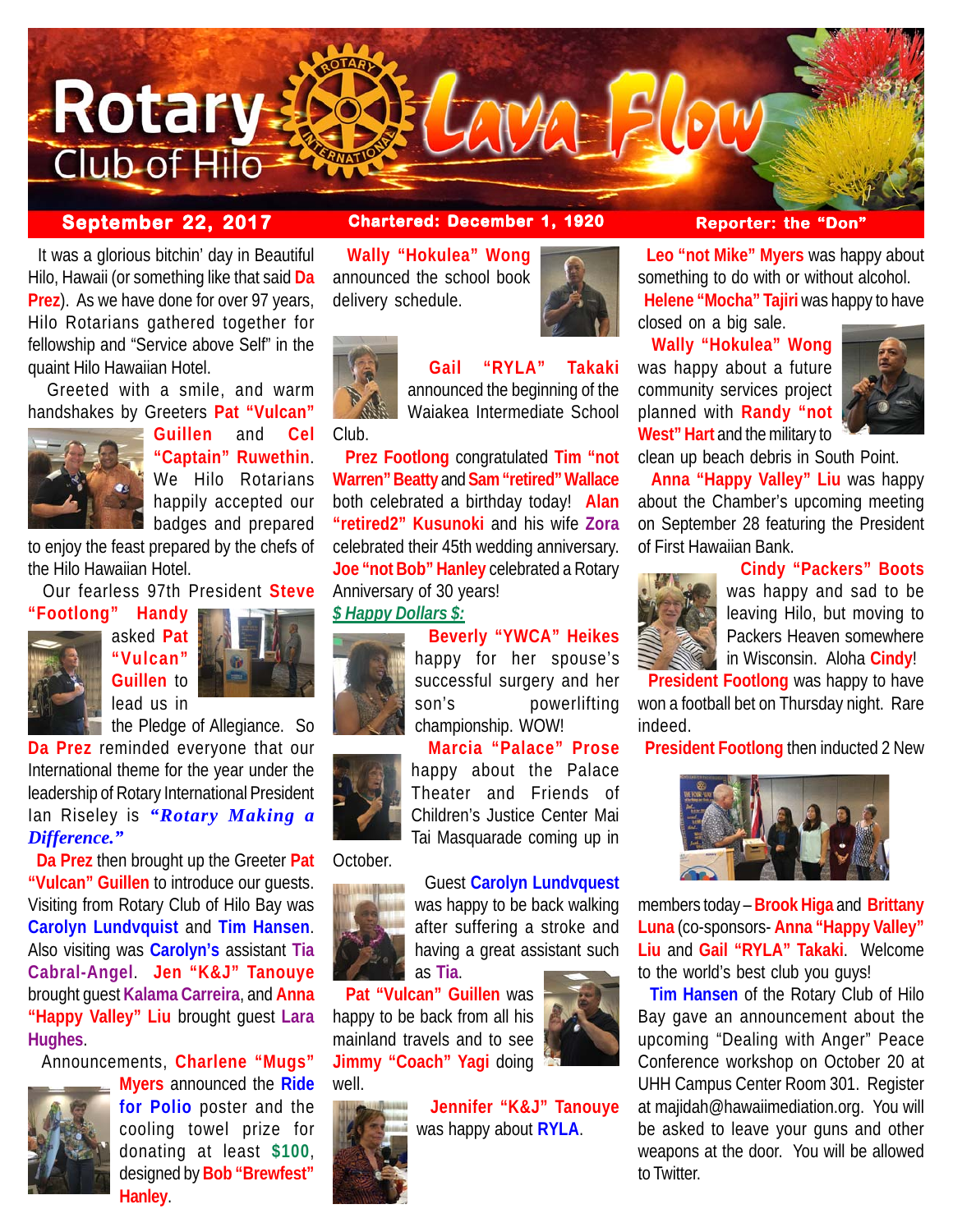# Rotary Club of Hilo Lava Flow

**September 22, 2017** | **Chartered: December 1, 1920** | **Reporter: the "Don"**

It was a glorious bitchin' day in Beautiful Hilo, Hawaii (or something like that said **Da Prez**). As we have done for over 97 years, Hilo Rotarians gathered together for fellowship and "Service above Self" in the quaint Hilo Hawaiian Hotel.

Greeted with a smile, and warm handshakes by Greeters **Pat "Vulcan" Guillen** and **Cel "Captain" Ruwethin**. We Hilo Rotarians happily accepted our badges and prepared to enjoy the feast prepared by the chefs of the Hilo Hawaiian Hotel.

Our fearless 97th President **Steve "Footlong" Handy** asked **Pat "Vulcan" Guillen** to lead us in the Pledge of Allegiance. So **Da Prez** reminded everyone that our International theme for the year under the leadership of Rotary International President Ian Riseley is ***"Rotary Making a Difference."***

**Da Prez** then brought up the Greeter **Pat "Vulcan" Guillen** to introduce our guests. Visiting from Rotary Club of Hilo Bay was **Carolyn Lundvquist** and **Tim Hansen**. Also visiting was **Carolyn's** assistant **Tia Cabral-Angel**. **Jen "K&J" Tanouye** brought guest **Kalama Carreira**, and **Anna "Happy Valley" Liu** brought guest **Lara Hughes**.

Announcements, **Charlene "Mugs" Myers** announced the **Ride for Polio** poster and the cooling towel prize for donating at least **$100**, designed by **Bob "Brewfest" Hanley**.

**Wally "Hokulea" Wong** announced the school book delivery schedule.

**Gail "RYLA" Takaki** announced the beginning of the Waiakea Intermediate School Club.

**Prez Footlong** congratulated **Tim "not Warren" Beatty** and **Sam "retired" Wallace** both celebrated a birthday today! **Alan "retired2" Kusunoki** and his wife **Zora** celebrated their 45th wedding anniversary. **Joe "not Bob" Hanley** celebrated a Rotary Anniversary of 30 years!

***$ Happy Dollars $:***

**Beverly "YWCA" Heikes** happy for her spouse's successful surgery and her son's powerlifting championship. WOW!

**Marcia "Palace" Prose** happy about the Palace Theater and Friends of Children's Justice Center Mai Tai Masquarade coming up in October.

Guest **Carolyn Lundvquest** was happy to be back walking after suffering a stroke and having a great assistant such as **Tia**.

**Pat "Vulcan" Guillen** was happy to be back from all his mainland travels and to see **Jimmy "Coach" Yagi** doing well.

**Jennifer "K&J" Tanouye** was happy about **RYLA**.

**Leo "not Mike" Myers** was happy about something to do with or without alcohol.

**Helene "Mocha" Tajiri** was happy to have closed on a big sale.

**Wally "Hokulea" Wong** was happy about a future community services project planned with **Randy "not West" Hart** and the military to clean up beach debris in South Point.

**Anna "Happy Valley" Liu** was happy about the Chamber's upcoming meeting on September 28 featuring the President of First Hawaiian Bank.

**Cindy "Packers" Boots** was happy and sad to be leaving Hilo, but moving to Packers Heaven somewhere in Wisconsin. Aloha **Cindy**!

**President Footlong** was happy to have won a football bet on Thursday night. Rare indeed.

**President Footlong** then inducted 2 New members today – **Brook Higa** and **Brittany Luna** (co-sponsors- **Anna "Happy Valley" Liu** and **Gail "RYLA" Takaki**. Welcome to the world's best club you guys!

**Tim Hansen** of the Rotary Club of Hilo Bay gave an announcement about the upcoming "Dealing with Anger" Peace Conference workshop on October 20 at UHH Campus Center Room 301. Register at majidah@hawaiimediation.org. You will be asked to leave your guns and other weapons at the door. You will be allowed to Twitter.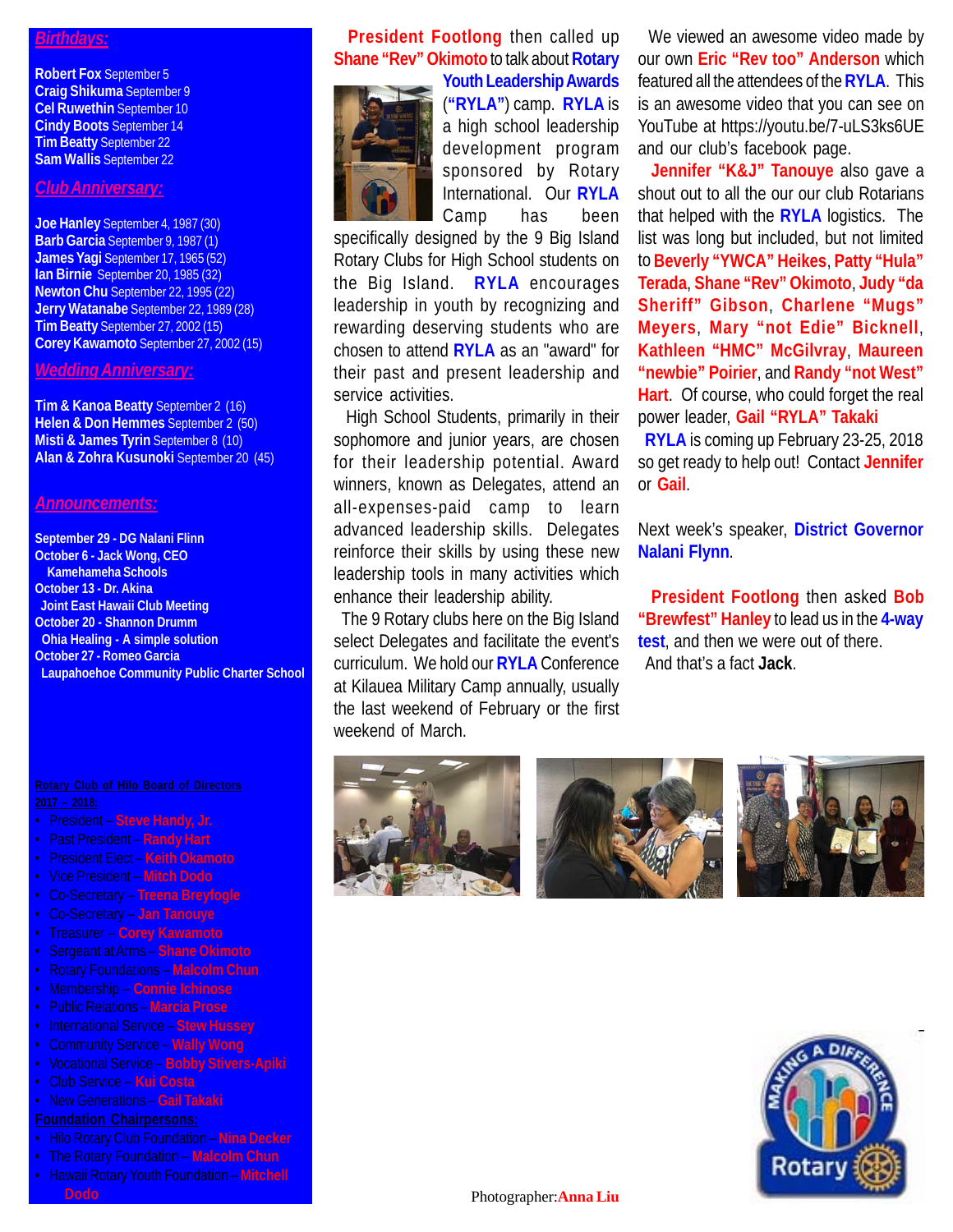## *Birthdays:*

**Robert Fox** September 5
**Craig Shikuma** September 9
**Cel Ruwethin** September 10
**Cindy Boots** September 14
**Tim Beatty** September 22
**Sam Wallis** September 22

## *Club Anniversary:*

**Joe Hanley** September 4, 1987 (30)
**Barb Garcia** September 9, 1987 (1)
**James Yagi** September 17, 1965 (52)
**Ian Birnie** September 20, 1985 (32)
**Newton Chu** September 22, 1995 (22)
**Jerry Watanabe** September 22, 1989 (28)
**Tim Beatty** September 27, 2002 (15)
**Corey Kawamoto** September 27, 2002 (15)

## *Wedding Anniversary:*

**Tim & Kanoa Beatty** September 2 (16)
**Helen & Don Hemmes** September 2 (50)
**Misti & James Tyrin** September 8 (10)
**Alan & Zohra Kusunoki** September 20 (45)

## *Announcements:*

**September 29 - DG Nalani Flinn**
**October 6 - Jack Wong, CEO**
**Kamehameha Schools**
**October 13 - Dr. Akina**
**Joint East Hawaii Club Meeting**
**October 20 - Shannon Drumm**
**Ohia Healing - A simple solution**
**October 27 - Romeo Garcia**
**Laupahoehoe Community Public Charter School**

**Rotary Club of Hilo Board of Directors**
**2017 – 2018:**

- President – **Steve Handy, Jr.**
- Past President – **Randy Hart**
- President Elect – **Keith Okamoto**
- Vice President – **Mitch Dodo**
- Co-Secretary – **Treena Breyfogle**
- Co-Secretary – **Jan Tanouye**
- Treasurer – **Corey Kawamoto**
- Sergeant at Arms – **Shane Okimoto**
- Rotary Foundations – **Malcolm Chun**
- Membership – **Connie Ichinose**
- Public Relations – **Marcia Prose**
- International Service – **Stew Hussey**
- Community Service – **Wally Wong**
- Vocational Service – **Bobby Stivers-Apiki**
- Club Service – **Kui Costa**
- New Generations – **Gail Takaki**

**Foundation Chairpersons:**

- Hilo Rotary Club Foundation – **Nina Decker**
- The Rotary Foundation – **Malcolm Chun**
- Hawaii Rotary Youth Foundation – **Mitchell Dodo**

**President Footlong** then called up **Shane "Rev" Okimoto** to talk about **Rotary Youth Leadership Awards** (**"RYLA"**) camp. **RYLA** is a high school leadership development program sponsored by Rotary International. Our **RYLA** Camp has been specifically designed by the 9 Big Island Rotary Clubs for High School students on the Big Island. **RYLA** encourages leadership in youth by recognizing and rewarding deserving students who are chosen to attend **RYLA** as an "award" for their past and present leadership and service activities.

High School Students, primarily in their sophomore and junior years, are chosen for their leadership potential. Award winners, known as Delegates, attend an all-expenses-paid camp to learn advanced leadership skills. Delegates reinforce their skills by using these new leadership tools in many activities which enhance their leadership ability.

The 9 Rotary clubs here on the Big Island select Delegates and facilitate the event's curriculum. We hold our **RYLA** Conference at Kilauea Military Camp annually, usually the last weekend of February or the first weekend of March.

We viewed an awesome video made by our own **Eric "Rev too" Anderson** which featured all the attendees of the **RYLA**. This is an awesome video that you can see on YouTube at https://youtu.be/7-uLS3ks6UE and our club's facebook page.

**Jennifer "K&J" Tanouye** also gave a shout out to all the our our club Rotarians that helped with the **RYLA** logistics. The list was long but included, but not limited to **Beverly "YWCA" Heikes**, **Patty "Hula" Terada**, **Shane "Rev" Okimoto**, **Judy "da Sheriff" Gibson**, **Charlene "Mugs" Meyers**, **Mary "not Edie" Bicknell**, **Kathleen "HMC" McGilvray**, **Maureen "newbie" Poirier**, and **Randy "not West" Hart**. Of course, who could forget the real power leader, **Gail "RYLA" Takaki**

**RYLA** is coming up February 23-25, 2018 so get ready to help out! Contact **Jennifer** or **Gail**.

Next week's speaker, **District Governor Nalani Flynn**.

**President Footlong** then asked **Bob "Brewfest" Hanley** to lead us in the **4-way test**, and then we were out of there.

And that's a fact **Jack**.

Photographer: **Anna Liu**